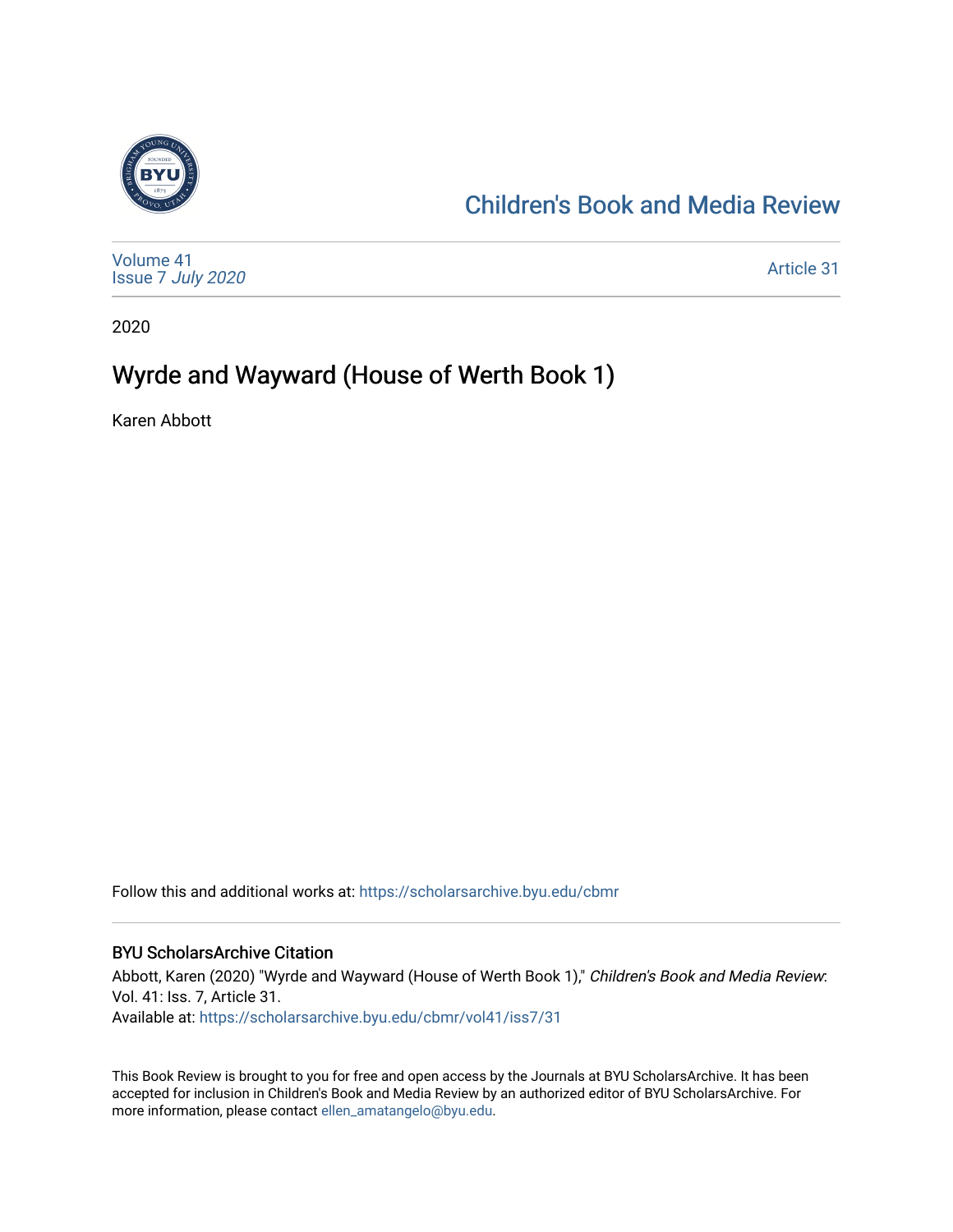Children's Book and Media Review

Volume 41
Issue 7 *July 2020*

Article 31

2020

# Wyrde and Wayward (House of Werth Book 1)

Karen Abbott

Follow this and additional works at: https://scholarsarchive.byu.edu/cbmr

## BYU ScholarsArchive Citation

Abbott, Karen (2020) "Wyrde and Wayward (House of Werth Book 1)," *Children's Book and Media Review*: Vol. 41: Iss. 7, Article 31.
Available at: https://scholarsarchive.byu.edu/cbmr/vol41/iss7/31

This Book Review is brought to you for free and open access by the Journals at BYU ScholarsArchive. It has been accepted for inclusion in Children's Book and Media Review by an authorized editor of BYU ScholarsArchive. For more information, please contact ellen_amatangelo@byu.edu.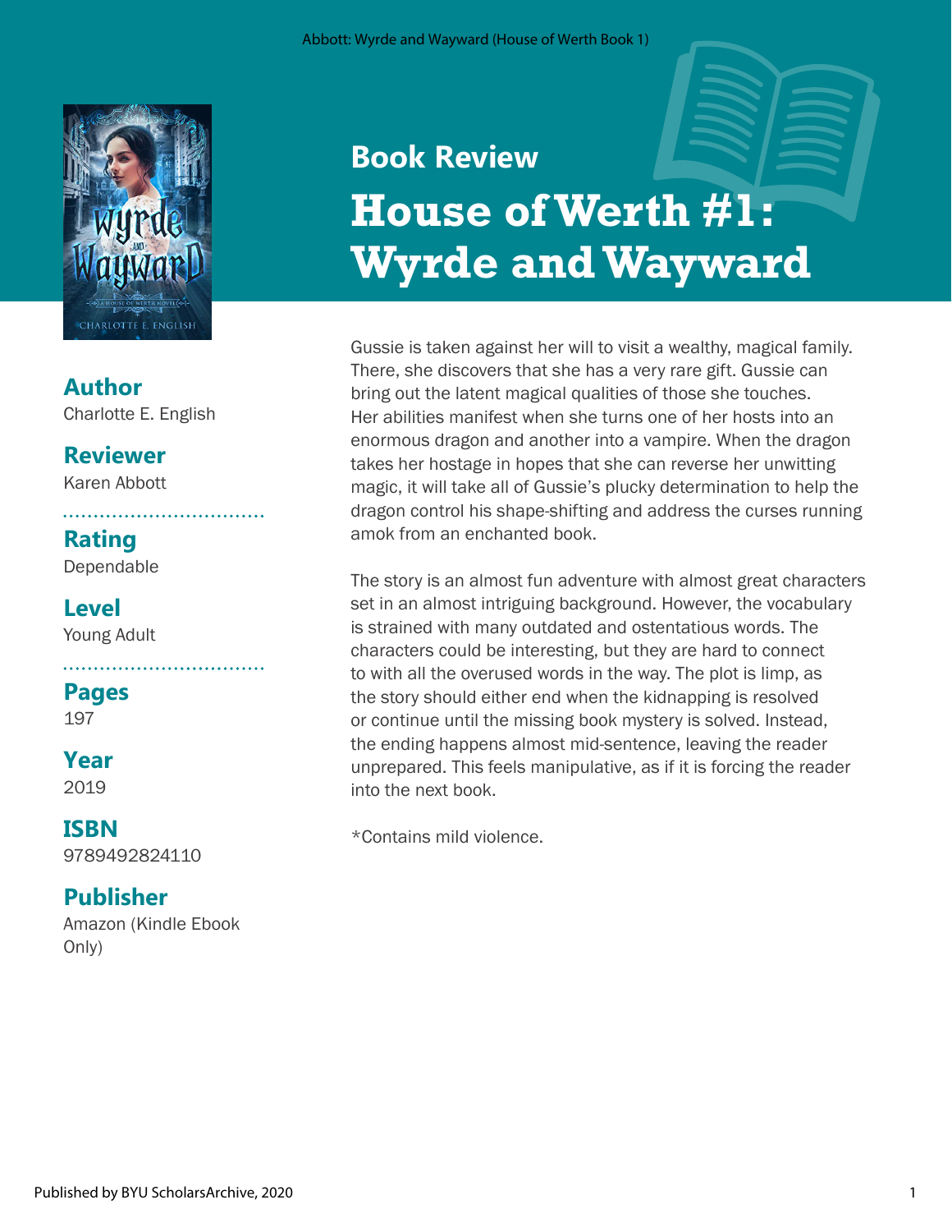## Book Review

# House of Werth #1: Wyrde and Wayward

**Author**
Charlotte E. English

**Reviewer**
Karen Abbott

**Rating**
Dependable

**Level**
Young Adult

**Pages**
197

**Year**
2019

**ISBN**
9789492824110

**Publisher**
Amazon (Kindle Ebook Only)

Gussie is taken against her will to visit a wealthy, magical family. There, she discovers that she has a very rare gift. Gussie can bring out the latent magical qualities of those she touches. Her abilities manifest when she turns one of her hosts into an enormous dragon and another into a vampire. When the dragon takes her hostage in hopes that she can reverse her unwitting magic, it will take all of Gussie's plucky determination to help the dragon control his shape-shifting and address the curses running amok from an enchanted book.

The story is an almost fun adventure with almost great characters set in an almost intriguing background. However, the vocabulary is strained with many outdated and ostentatious words. The characters could be interesting, but they are hard to connect to with all the overused words in the way. The plot is limp, as the story should either end when the kidnapping is resolved or continue until the missing book mystery is solved. Instead, the ending happens almost mid-sentence, leaving the reader unprepared. This feels manipulative, as if it is forcing the reader into the next book.

*Contains mild violence.